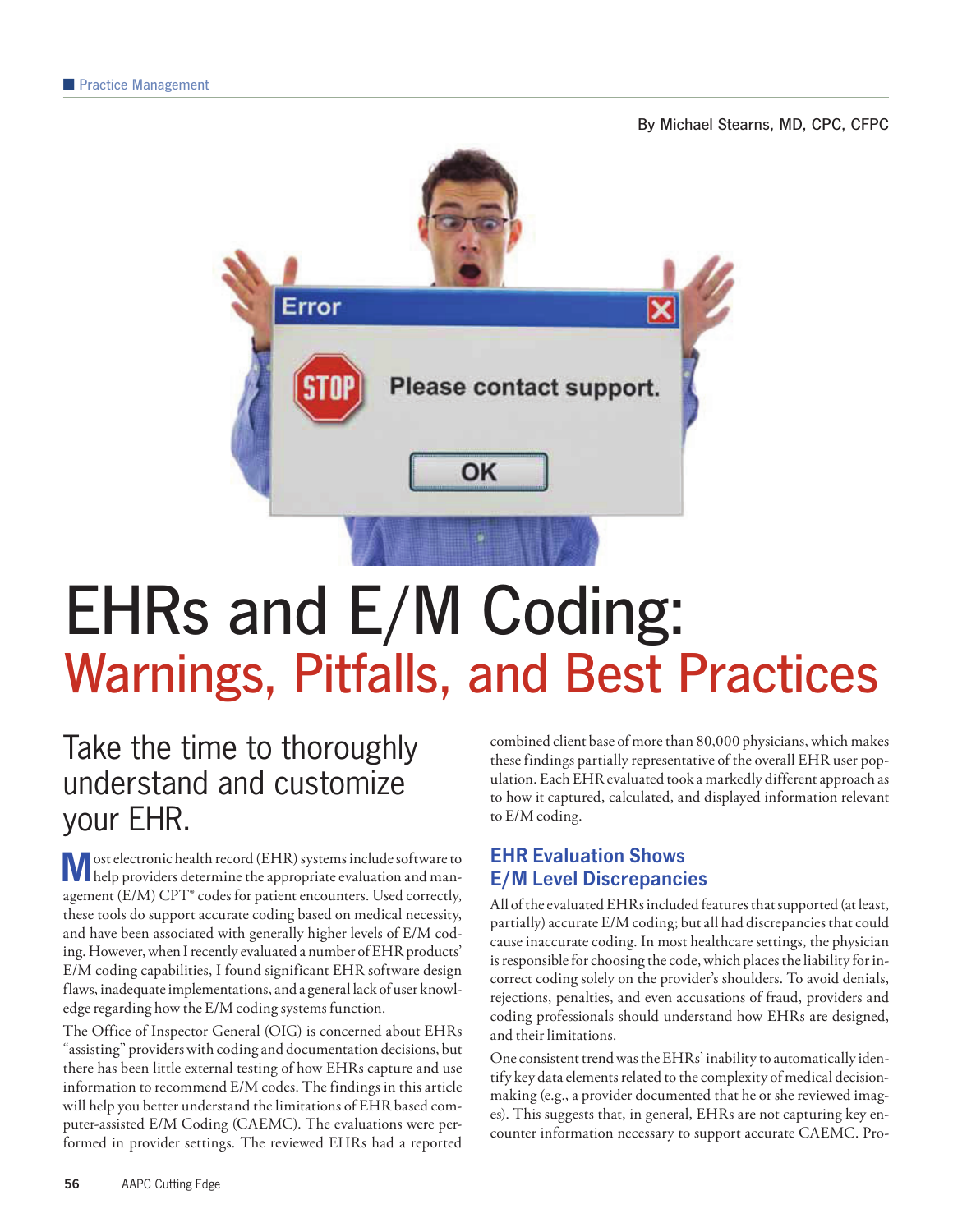Practice Management

By Michael Stearns, MD, CPC, CFPC

# EHRs and E/M Coding: Warnings, Pitfalls, and Best Practices

## Take the time to thoroughly understand and customize your EHR.

Most electronic health record (EHR) systems include software to help providers determine the appropriate evaluation and management (E/M) CPT® codes for patient encounters. Used correctly, these tools do support accurate coding based on medical necessity, and have been associated with generally higher levels of E/M coding. However, when I recently evaluated a number of EHR products' E/M coding capabilities, I found significant EHR software design flaws, inadequate implementations, and a general lack of user knowledge regarding how the E/M coding systems function.

The Office of Inspector General (OIG) is concerned about EHRs "assisting" providers with coding and documentation decisions, but there has been little external testing of how EHRs capture and use information to recommend E/M codes. The findings in this article will help you better understand the limitations of EHR based computer-assisted E/M Coding (CAEMC). The evaluations were performed in provider settings. The reviewed EHRs had a reported combined client base of more than 80,000 physicians, which makes these findings partially representative of the overall EHR user population. Each EHR evaluated took a markedly different approach as to how it captured, calculated, and displayed information relevant to E/M coding.

### EHR Evaluation Shows E/M Level Discrepancies

All of the evaluated EHRs included features that supported (at least, partially) accurate E/M coding; but all had discrepancies that could cause inaccurate coding. In most healthcare settings, the physician is responsible for choosing the code, which places the liability for incorrect coding solely on the provider's shoulders. To avoid denials, rejections, penalties, and even accusations of fraud, providers and coding professionals should understand how EHRs are designed, and their limitations.

One consistent trend was the EHRs' inability to automatically identify key data elements related to the complexity of medical decision-making (e.g., a provider documented that he or she reviewed images). This suggests that, in general, EHRs are not capturing key encounter information necessary to support accurate CAEMC. Pro-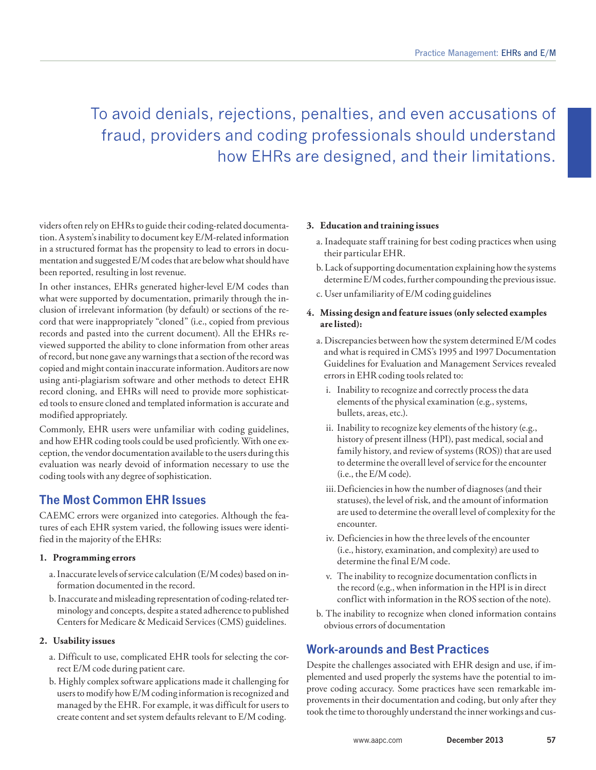> To avoid denials, rejections, penalties, and even accusations of fraud, providers and coding professionals should understand how EHRs are designed, and their limitations.

viders often rely on EHRs to guide their coding-related documentation. A system's inability to document key E/M-related information in a structured format has the propensity to lead to errors in documentation and suggested E/M codes that are below what should have been reported, resulting in lost revenue.

In other instances, EHRs generated higher-level E/M codes than what were supported by documentation, primarily through the inclusion of irrelevant information (by default) or sections of the record that were inappropriately "cloned" (i.e., copied from previous records and pasted into the current document). All the EHRs reviewed supported the ability to clone information from other areas of record, but none gave any warnings that a section of the record was copied and might contain inaccurate information. Auditors are now using anti-plagiarism software and other methods to detect EHR record cloning, and EHRs will need to provide more sophisticated tools to ensure cloned and templated information is accurate and modified appropriately.

Commonly, EHR users were unfamiliar with coding guidelines, and how EHR coding tools could be used proficiently. With one exception, the vendor documentation available to the users during this evaluation was nearly devoid of information necessary to use the coding tools with any degree of sophistication.

## The Most Common EHR Issues

CAEMC errors were organized into categories. Although the features of each EHR system varied, the following issues were identified in the majority of the EHRs:

1. **Programming errors**
   a. Inaccurate levels of service calculation (E/M codes) based on information documented in the record.
   b. Inaccurate and misleading representation of coding-related terminology and concepts, despite a stated adherence to published Centers for Medicare & Medicaid Services (CMS) guidelines.

2. **Usability issues**
   a. Difficult to use, complicated EHR tools for selecting the correct E/M code during patient care.
   b. Highly complex software applications made it challenging for users to modify how E/M coding information is recognized and managed by the EHR. For example, it was difficult for users to create content and set system defaults relevant to E/M coding.

3. **Education and training issues**
   a. Inadequate staff training for best coding practices when using their particular EHR.
   b. Lack of supporting documentation explaining how the systems determine E/M codes, further compounding the previous issue.
   c. User unfamiliarity of E/M coding guidelines

4. **Missing design and feature issues (only selected examples are listed):**
   a. Discrepancies between how the system determined E/M codes and what is required in CMS's 1995 and 1997 Documentation Guidelines for Evaluation and Management Services revealed errors in EHR coding tools related to:
      i. Inability to recognize and correctly process the data elements of the physical examination (e.g., systems, bullets, areas, etc.).
      ii. Inability to recognize key elements of the history (e.g., history of present illness (HPI), past medical, social and family history, and review of systems (ROS)) that are used to determine the overall level of service for the encounter (i.e., the E/M code).
      iii. Deficiencies in how the number of diagnoses (and their statuses), the level of risk, and the amount of information are used to determine the overall level of complexity for the encounter.
      iv. Deficiencies in how the three levels of the encounter (i.e., history, examination, and complexity) are used to determine the final E/M code.
      v. The inability to recognize documentation conflicts in the record (e.g., when information in the HPI is in direct conflict with information in the ROS section of the note).
   b. The inability to recognize when cloned information contains obvious errors of documentation

## Work-arounds and Best Practices

Despite the challenges associated with EHR design and use, if implemented and used properly the systems have the potential to improve coding accuracy. Some practices have seen remarkable improvements in their documentation and coding, but only after they took the time to thoroughly understand the inner workings and cus-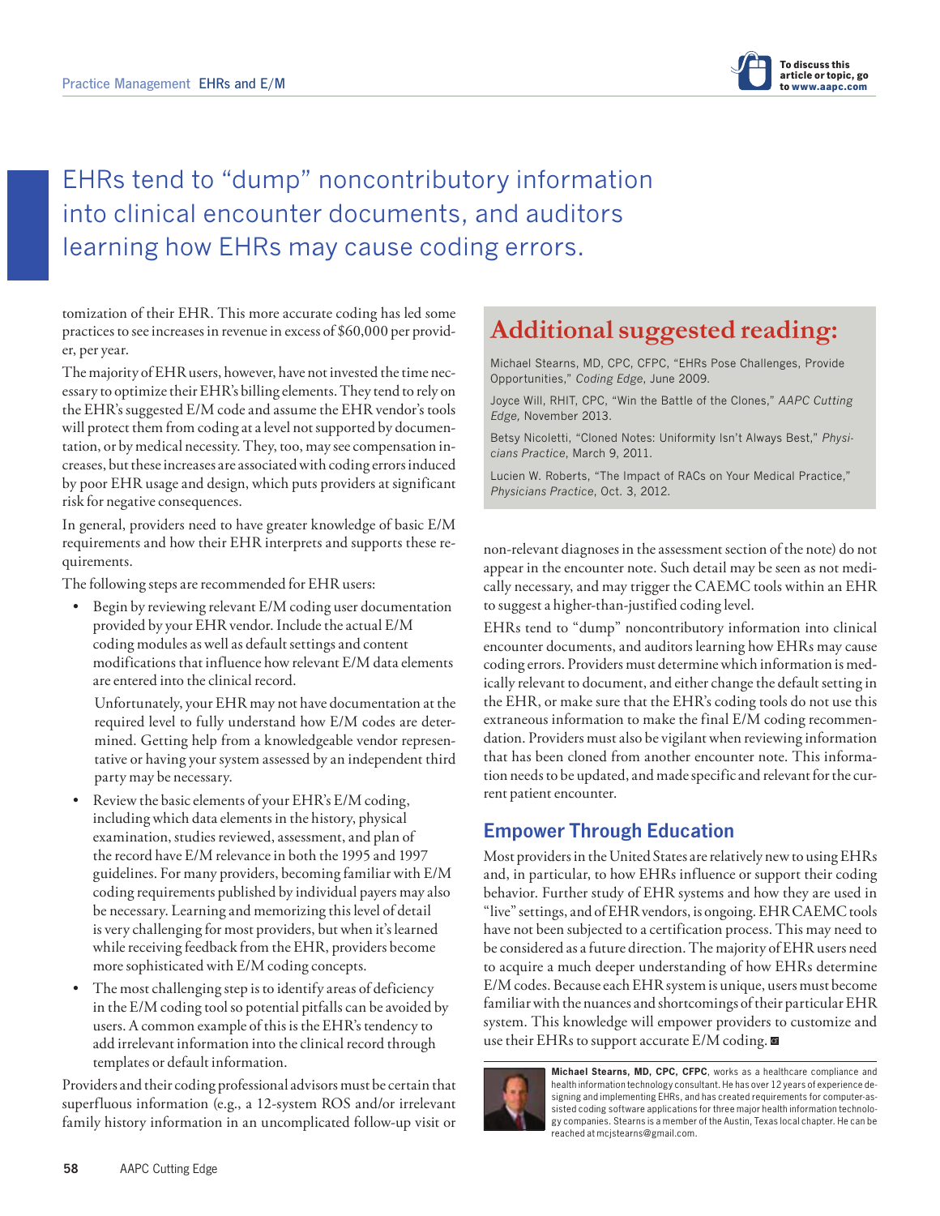# EHRs tend to "dump" noncontributory information into clinical encounter documents, and auditors learning how EHRs may cause coding errors.

tomization of their EHR. This more accurate coding has led some practices to see increases in revenue in excess of $60,000 per provider, per year.

The majority of EHR users, however, have not invested the time necessary to optimize their EHR's billing elements. They tend to rely on the EHR's suggested E/M code and assume the EHR vendor's tools will protect them from coding at a level not supported by documentation, or by medical necessity. They, too, may see compensation increases, but these increases are associated with coding errors induced by poor EHR usage and design, which puts providers at significant risk for negative consequences.

In general, providers need to have greater knowledge of basic E/M requirements and how their EHR interprets and supports these requirements.

The following steps are recommended for EHR users:

- Begin by reviewing relevant E/M coding user documentation provided by your EHR vendor. Include the actual E/M coding modules as well as default settings and content modifications that influence how relevant E/M data elements are entered into the clinical record.

  Unfortunately, your EHR may not have documentation at the required level to fully understand how E/M codes are determined. Getting help from a knowledgeable vendor representative or having your system assessed by an independent third party may be necessary.

- Review the basic elements of your EHR's E/M coding, including which data elements in the history, physical examination, studies reviewed, assessment, and plan of the record have E/M relevance in both the 1995 and 1997 guidelines. For many providers, becoming familiar with E/M coding requirements published by individual payers may also be necessary. Learning and memorizing this level of detail is very challenging for most providers, but when it's learned while receiving feedback from the EHR, providers become more sophisticated with E/M coding concepts.

- The most challenging step is to identify areas of deficiency in the E/M coding tool so potential pitfalls can be avoided by users. A common example of this is the EHR's tendency to add irrelevant information into the clinical record through templates or default information.

Providers and their coding professional advisors must be certain that superfluous information (e.g., a 12-system ROS and/or irrelevant family history information in an uncomplicated follow-up visit or non-relevant diagnoses in the assessment section of the note) do not appear in the encounter note. Such detail may be seen as not medically necessary, and may trigger the CAEMC tools within an EHR to suggest a higher-than-justified coding level.

EHRs tend to "dump" noncontributory information into clinical encounter documents, and auditors learning how EHRs may cause coding errors. Providers must determine which information is medically relevant to document, and either change the default setting in the EHR, or make sure that the EHR's coding tools do not use this extraneous information to make the final E/M coding recommendation. Providers must also be vigilant when reviewing information that has been cloned from another encounter note. This information needs to be updated, and made specific and relevant for the current patient encounter.

## Additional suggested reading:

Michael Stearns, MD, CPC, CFPC, "EHRs Pose Challenges, Provide Opportunities," *Coding Edge*, June 2009.

Joyce Will, RHIT, CPC, "Win the Battle of the Clones," *AAPC Cutting Edge,* November 2013.

Betsy Nicoletti, "Cloned Notes: Uniformity Isn't Always Best," *Physicians Practice*, March 9, 2011.

Lucien W. Roberts, "The Impact of RACs on Your Medical Practice," *Physicians Practice*, Oct. 3, 2012.

## Empower Through Education

Most providers in the United States are relatively new to using EHRs and, in particular, to how EHRs influence or support their coding behavior. Further study of EHR systems and how they are used in "live" settings, and of EHR vendors, is ongoing. EHR CAEMC tools have not been subjected to a certification process. This may need to be considered as a future direction. The majority of EHR users need to acquire a much deeper understanding of how EHRs determine E/M codes. Because each EHR system is unique, users must become familiar with the nuances and shortcomings of their particular EHR system. This knowledge will empower providers to customize and use their EHRs to support accurate E/M coding.

**Michael Stearns, MD, CPC, CFPC**, works as a healthcare compliance and health information technology consultant. He has over 12 years of experience designing and implementing EHRs, and has created requirements for computer-assisted coding software applications for three major health information technology companies. Stearns is a member of the Austin, Texas local chapter. He can be reached at mcjstearns@gmail.com.